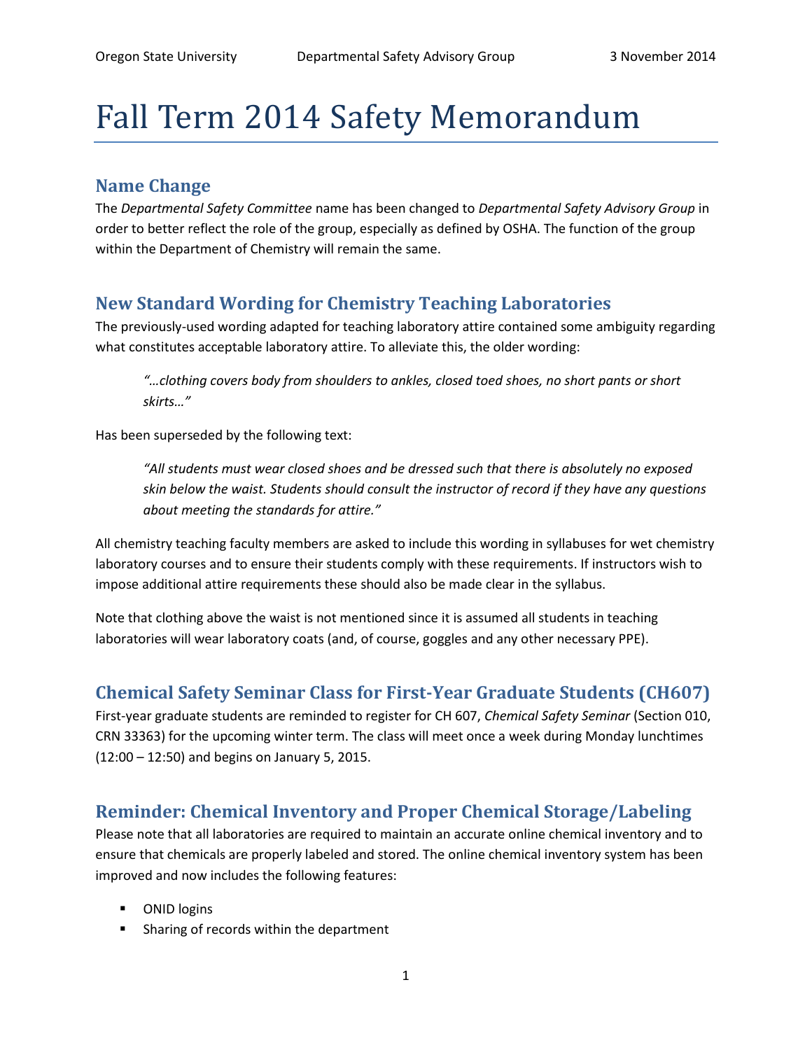# Fall Term 2014 Safety Memorandum

## Name Change

The *Departmental Safety Committee* name has been changed to *Departmental Safety Advisory Group* in order to better reflect the role of the group, especially as defined by OSHA. The function of the group within the Department of Chemistry will remain the same.

## New Standard Wording for Chemistry Teaching Laboratories

The previously-used wording adapted for teaching laboratory attire contained some ambiguity regarding what constitutes acceptable laboratory attire. To alleviate this, the older wording:

> *"…clothing covers body from shoulders to ankles, closed toed shoes, no short pants or short skirts…"*

Has been superseded by the following text:

> *"All students must wear closed shoes and be dressed such that there is absolutely no exposed skin below the waist. Students should consult the instructor of record if they have any questions about meeting the standards for attire."*

All chemistry teaching faculty members are asked to include this wording in syllabuses for wet chemistry laboratory courses and to ensure their students comply with these requirements. If instructors wish to impose additional attire requirements these should also be made clear in the syllabus.

Note that clothing above the waist is not mentioned since it is assumed all students in teaching laboratories will wear laboratory coats (and, of course, goggles and any other necessary PPE).

## Chemical Safety Seminar Class for First-Year Graduate Students (CH607)

First-year graduate students are reminded to register for CH 607, *Chemical Safety Seminar* (Section 010, CRN 33363) for the upcoming winter term. The class will meet once a week during Monday lunchtimes (12:00 – 12:50) and begins on January 5, 2015.

## Reminder: Chemical Inventory and Proper Chemical Storage/Labeling

Please note that all laboratories are required to maintain an accurate online chemical inventory and to ensure that chemicals are properly labeled and stored. The online chemical inventory system has been improved and now includes the following features:

- ONID logins
- Sharing of records within the department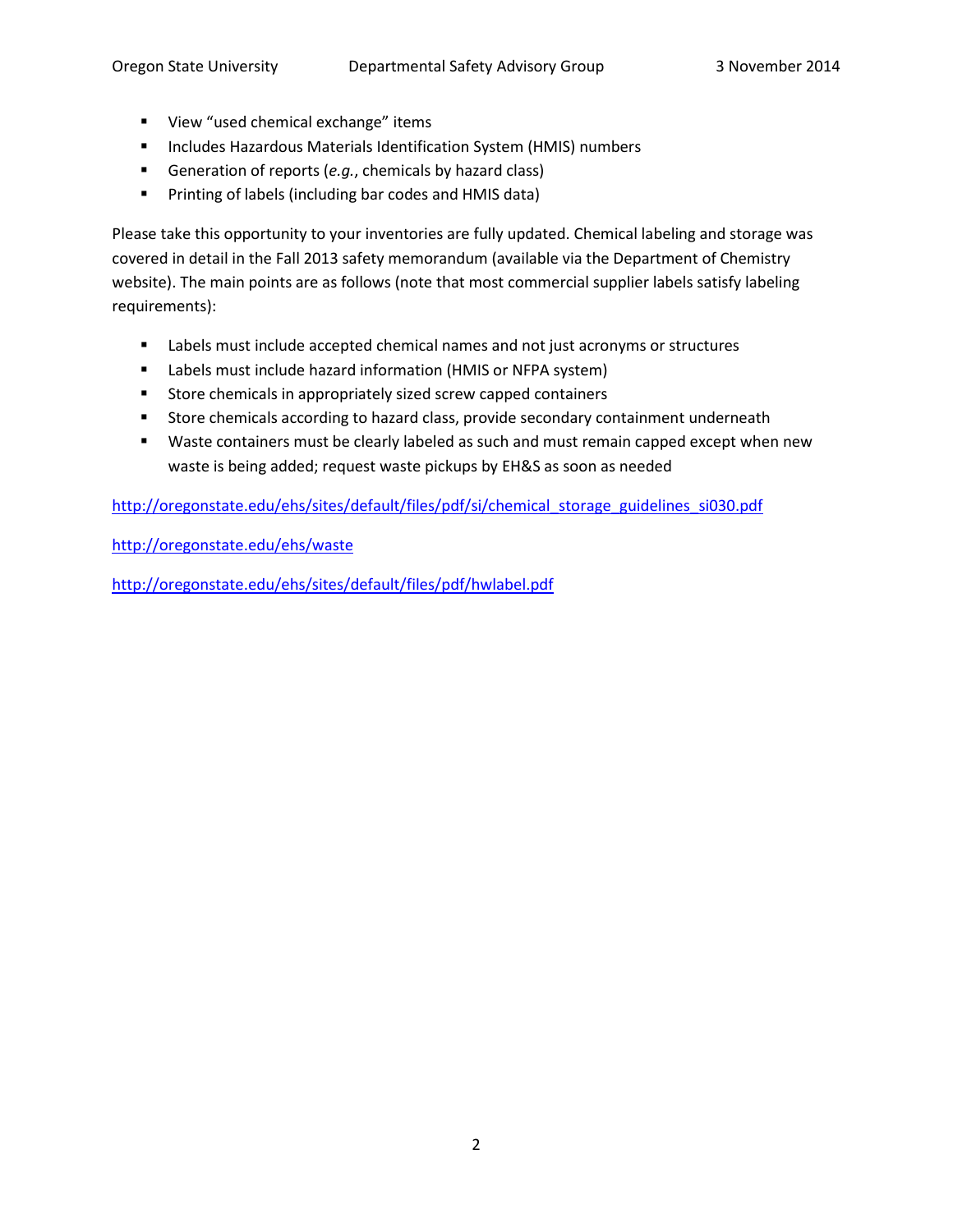- View "used chemical exchange" items
- Includes Hazardous Materials Identification System (HMIS) numbers
- Generation of reports (*e.g.*, chemicals by hazard class)
- Printing of labels (including bar codes and HMIS data)

Please take this opportunity to your inventories are fully updated. Chemical labeling and storage was covered in detail in the Fall 2013 safety memorandum (available via the Department of Chemistry website). The main points are as follows (note that most commercial supplier labels satisfy labeling requirements):

- Labels must include accepted chemical names and not just acronyms or structures
- Labels must include hazard information (HMIS or NFPA system)
- Store chemicals in appropriately sized screw capped containers
- Store chemicals according to hazard class, provide secondary containment underneath
- Waste containers must be clearly labeled as such and must remain capped except when new waste is being added; request waste pickups by EH&S as soon as needed

http://oregonstate.edu/ehs/sites/default/files/pdf/si/chemical_storage_guidelines_si030.pdf

http://oregonstate.edu/ehs/waste

http://oregonstate.edu/ehs/sites/default/files/pdf/hwlabel.pdf